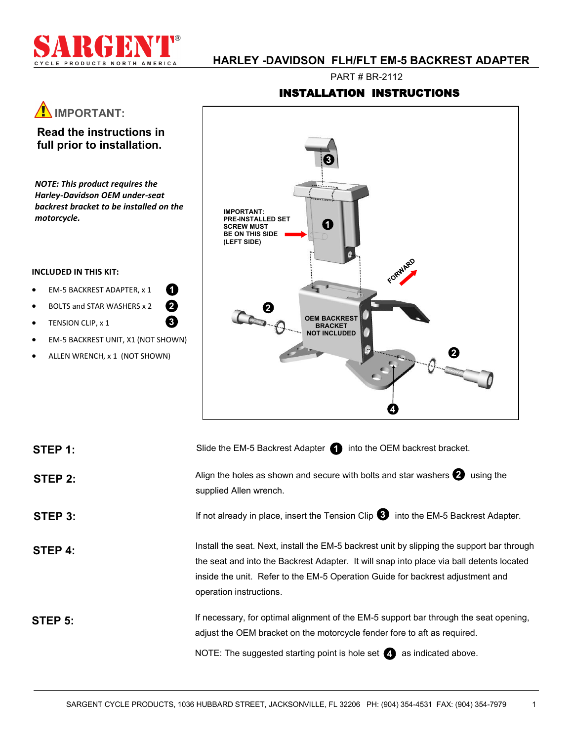# SARGENT

CYCLE PRODUCTS NORTH AMERICA

## HARLEY -DAVIDSON FLH/FLT EM-5 BACKREST ADAPTER

PART # BR-2112

## INSTALLATION INSTRUCTIONS

### ⚠ IMPORTANT:

**Read the instructions in full prior to installation.**

***NOTE: This product requires the Harley-Davidson OEM under-seat backrest bracket to be installed on the motorcycle.***

**INCLUDED IN THIS KIT:**

- EM-5 BACKREST ADAPTER, x 1 (1)
- BOLTS and STAR WASHERS x 2 (2)
- TENSION CLIP, x 1 (3)
- EM-5 BACKREST UNIT, X1 (NOT SHOWN)
- ALLEN WRENCH, x 1 (NOT SHOWN)

IMPORTANT: PRE-INSTALLED SET SCREW MUST BE ON THIS SIDE (LEFT SIDE)

FORWARD

OEM BACKREST BRACKET NOT INCLUDED

**STEP 1:** Slide the EM-5 Backrest Adapter (1) into the OEM backrest bracket.

**STEP 2:** Align the holes as shown and secure with bolts and star washers (2) using the supplied Allen wrench.

**STEP 3:** If not already in place, insert the Tension Clip (3) into the EM-5 Backrest Adapter.

**STEP 4:** Install the seat. Next, install the EM-5 backrest unit by slipping the support bar through the seat and into the Backrest Adapter. It will snap into place via ball detents located inside the unit. Refer to the EM-5 Operation Guide for backrest adjustment and operation instructions.

**STEP 5:** If necessary, for optimal alignment of the EM-5 support bar through the seat opening, adjust the OEM bracket on the motorcycle fender fore to aft as required.

NOTE: The suggested starting point is hole set (4) as indicated above.

SARGENT CYCLE PRODUCTS, 1036 HUBBARD STREET, JACKSONVILLE, FL 32206 PH: (904) 354-4531 FAX: (904) 354-7979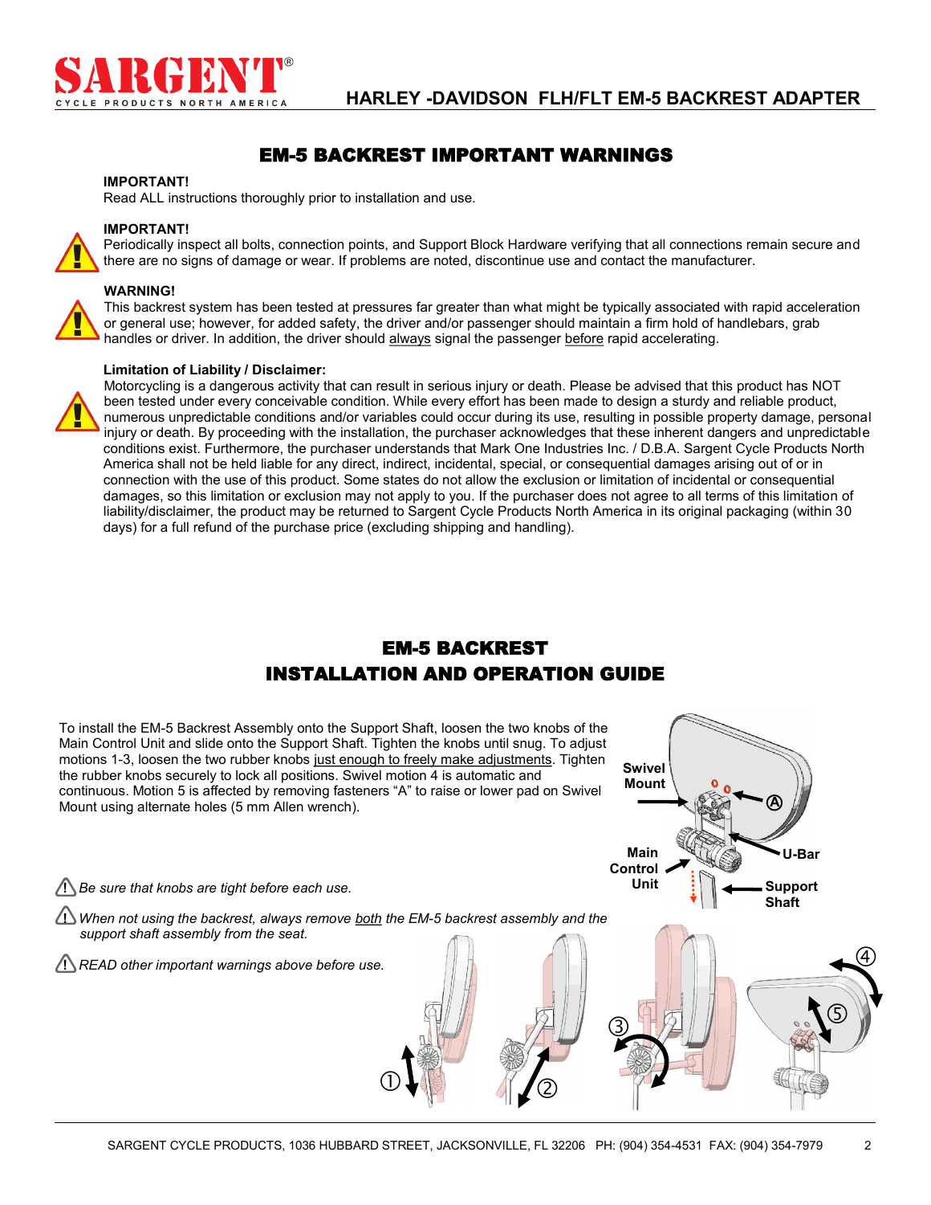# EM-5 BACKREST IMPORTANT WARNINGS

**IMPORTANT!**
Read ALL instructions thoroughly prior to installation and use.

**IMPORTANT!**
Periodically inspect all bolts, connection points, and Support Block Hardware verifying that all connections remain secure and there are no signs of damage or wear. If problems are noted, discontinue use and contact the manufacturer.

**WARNING!**
This backrest system has been tested at pressures far greater than what might be typically associated with rapid acceleration or general use; however, for added safety, the driver and/or passenger should maintain a firm hold of handlebars, grab handles or driver. In addition, the driver should always signal the passenger before rapid accelerating.

**Limitation of Liability / Disclaimer:**
Motorcycling is a dangerous activity that can result in serious injury or death. Please be advised that this product has NOT been tested under every conceivable condition. While every effort has been made to design a sturdy and reliable product, numerous unpredictable conditions and/or variables could occur during its use, resulting in possible property damage, personal injury or death. By proceeding with the installation, the purchaser acknowledges that these inherent dangers and unpredictable conditions exist. Furthermore, the purchaser understands that Mark One Industries Inc. / D.B.A. Sargent Cycle Products North America shall not be held liable for any direct, indirect, incidental, special, or consequential damages arising out of or in connection with the use of this product. Some states do not allow the exclusion or limitation of incidental or consequential damages, so this limitation or exclusion may not apply to you. If the purchaser does not agree to all terms of this limitation of liability/disclaimer, the product may be returned to Sargent Cycle Products North America in its original packaging (within 30 days) for a full refund of the purchase price (excluding shipping and handling).

# EM-5 BACKREST
# INSTALLATION AND OPERATION GUIDE

To install the EM-5 Backrest Assembly onto the Support Shaft, loosen the two knobs of the Main Control Unit and slide onto the Support Shaft. Tighten the knobs until snug. To adjust motions 1-3, loosen the two rubber knobs just enough to freely make adjustments. Tighten the rubber knobs securely to lock all positions. Swivel motion 4 is automatic and continuous. Motion 5 is affected by removing fasteners "A" to raise or lower pad on Swivel Mount using alternate holes (5 mm Allen wrench).

Swivel Mount

A

U-Bar

Main Control Unit

Support Shaft

⚠ *Be sure that knobs are tight before each use.*

⚠ *When not using the backrest, always remove both the EM-5 backrest assembly and the support shaft assembly from the seat.*

⚠ *READ other important warnings above before use.*

① ② ③ ④ ⑤